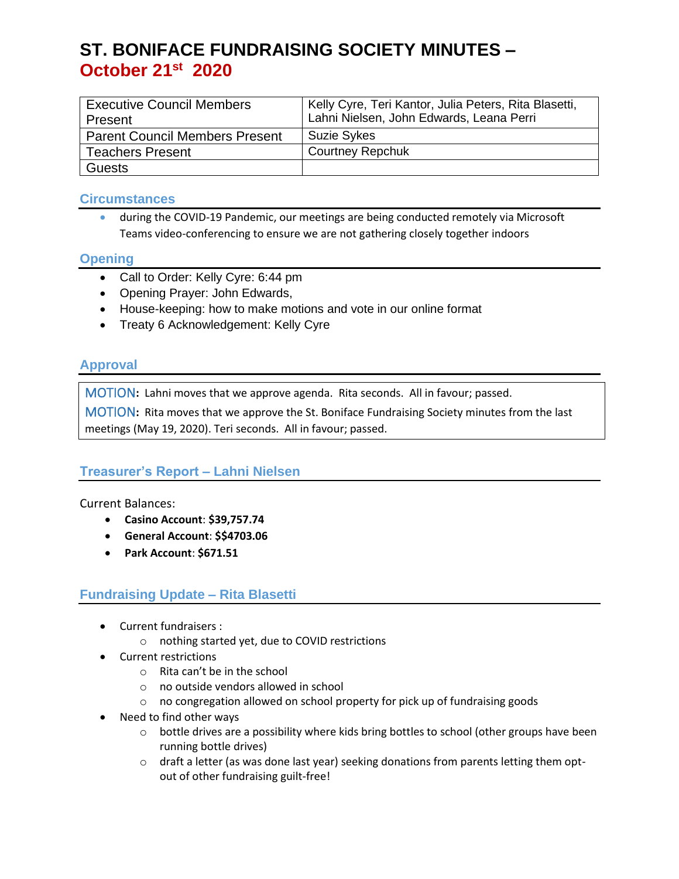# ST. BONIFACE FUNDRAISING SOCIETY MINUTES – October 21st 2020

| Executive Council Members Present | Kelly Cyre, Teri Kantor, Julia Peters, Rita Blasetti, Lahni Nielsen, John Edwards, Leana Perri |
|---|---|
| Parent Council Members Present | Suzie Sykes |
| Teachers Present | Courtney Repchuk |
| Guests | |

## Circumstances

- during the COVID-19 Pandemic, our meetings are being conducted remotely via Microsoft Teams video-conferencing to ensure we are not gathering closely together indoors

## Opening

- Call to Order: Kelly Cyre: 6:44 pm
- Opening Prayer: John Edwards,
- House-keeping: how to make motions and vote in our online format
- Treaty 6 Acknowledgement: Kelly Cyre

## Approval

MOTION**:** Lahni moves that we approve agenda. Rita seconds. All in favour; passed.

MOTION**:** Rita moves that we approve the St. Boniface Fundraising Society minutes from the last meetings (May 19, 2020). Teri seconds. All in favour; passed.

## Treasurer's Report – Lahni Nielsen

Current Balances:

- **Casino Account**: **$39,757.74**
- **General Account**: **$$4703.06**
- **Park Account**: **$671.51**

## Fundraising Update – Rita Blasetti

- Current fundraisers :
  - nothing started yet, due to COVID restrictions
- Current restrictions
  - Rita can't be in the school
  - no outside vendors allowed in school
  - no congregation allowed on school property for pick up of fundraising goods
- Need to find other ways
  - bottle drives are a possibility where kids bring bottles to school (other groups have been running bottle drives)
  - draft a letter (as was done last year) seeking donations from parents letting them opt-out of other fundraising guilt-free!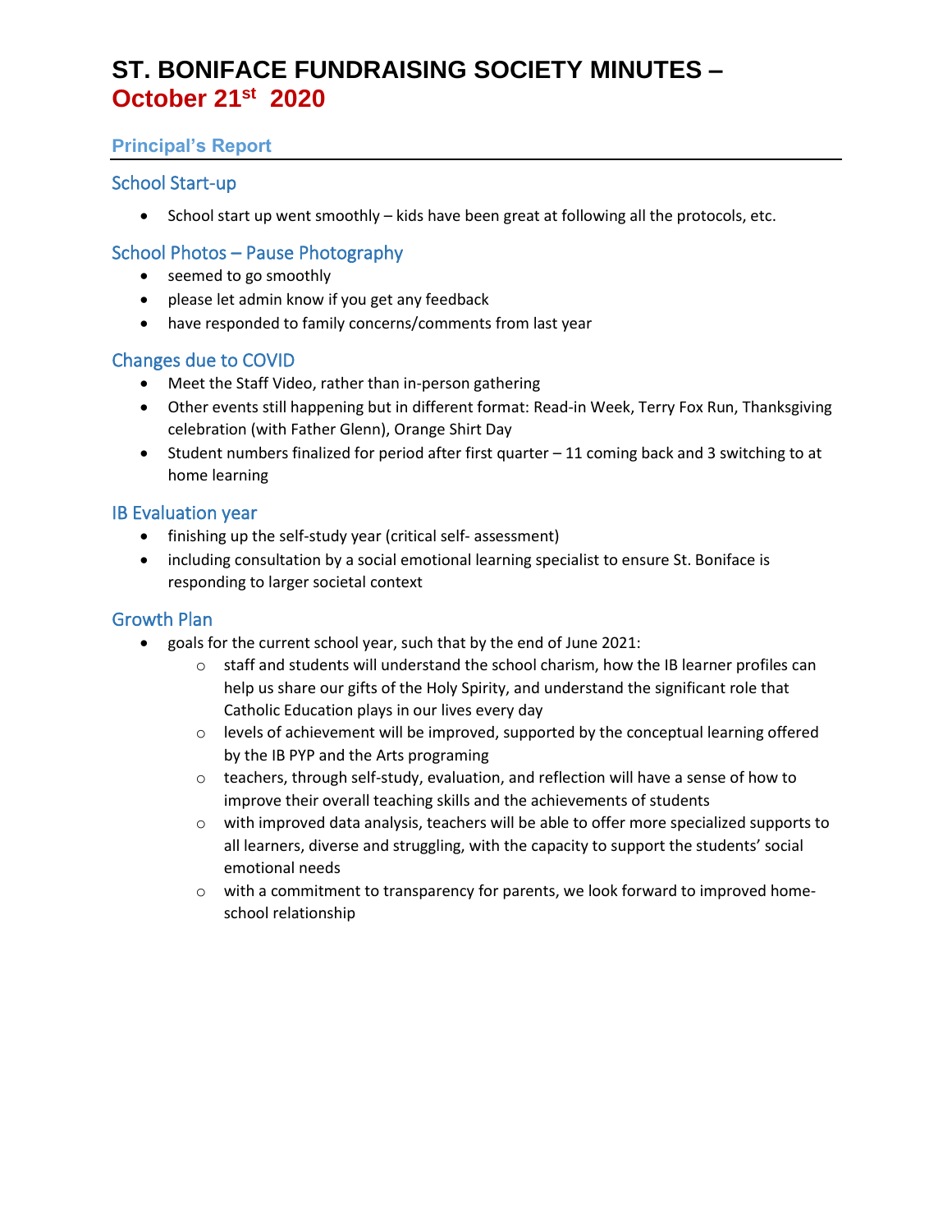# ST. BONIFACE FUNDRAISING SOCIETY MINUTES – October 21st 2020

## Principal's Report

### School Start-up

- School start up went smoothly – kids have been great at following all the protocols, etc.

### School Photos – Pause Photography

- seemed to go smoothly
- please let admin know if you get any feedback
- have responded to family concerns/comments from last year

### Changes due to COVID

- Meet the Staff Video, rather than in-person gathering
- Other events still happening but in different format: Read-in Week, Terry Fox Run, Thanksgiving celebration (with Father Glenn), Orange Shirt Day
- Student numbers finalized for period after first quarter – 11 coming back and 3 switching to at home learning

### IB Evaluation year

- finishing up the self-study year (critical self- assessment)
- including consultation by a social emotional learning specialist to ensure St. Boniface is responding to larger societal context

### Growth Plan

- goals for the current school year, such that by the end of June 2021:
  - staff and students will understand the school charism, how the IB learner profiles can help us share our gifts of the Holy Spirity, and understand the significant role that Catholic Education plays in our lives every day
  - levels of achievement will be improved, supported by the conceptual learning offered by the IB PYP and the Arts programing
  - teachers, through self-study, evaluation, and reflection will have a sense of how to improve their overall teaching skills and the achievements of students
  - with improved data analysis, teachers will be able to offer more specialized supports to all learners, diverse and struggling, with the capacity to support the students' social emotional needs
  - with a commitment to transparency for parents, we look forward to improved home-school relationship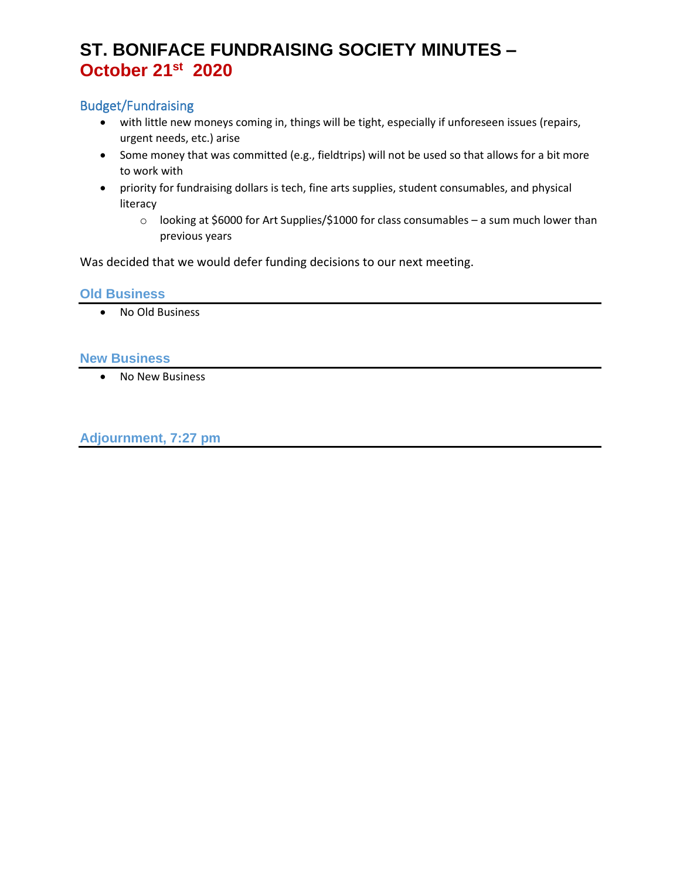# ST. BONIFACE FUNDRAISING SOCIETY MINUTES – October 21st 2020

## Budget/Fundraising

- with little new moneys coming in, things will be tight, especially if unforeseen issues (repairs, urgent needs, etc.) arise
- Some money that was committed (e.g., fieldtrips) will not be used so that allows for a bit more to work with
- priority for fundraising dollars is tech, fine arts supplies, student consumables, and physical literacy
    - looking at $6000 for Art Supplies/$1000 for class consumables – a sum much lower than previous years

Was decided that we would defer funding decisions to our next meeting.

## Old Business

- No Old Business

## New Business

- No New Business

## Adjournment, 7:27 pm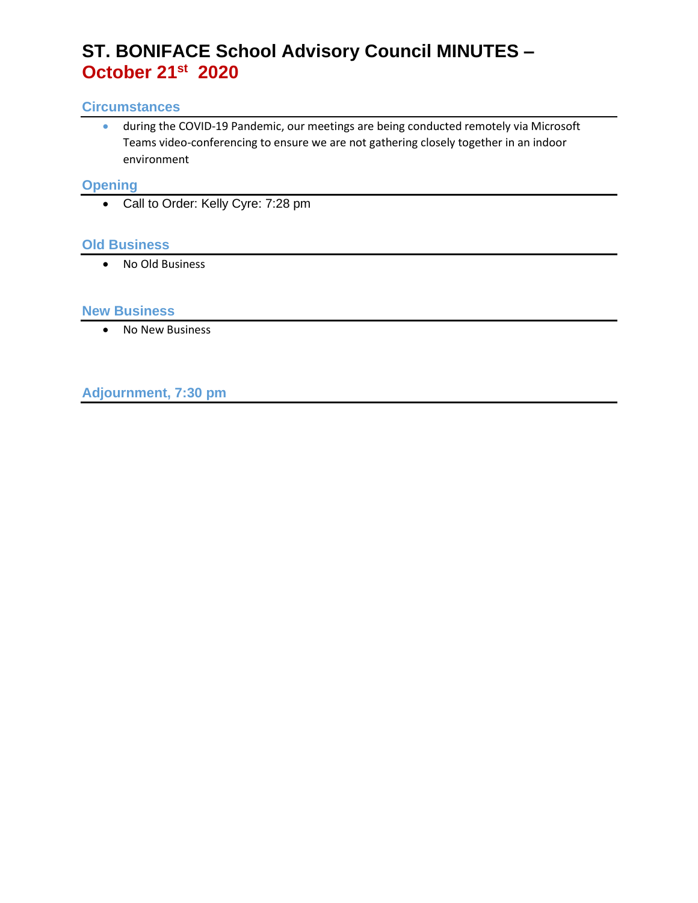# ST. BONIFACE School Advisory Council MINUTES – October 21st 2020

## Circumstances

- during the COVID-19 Pandemic, our meetings are being conducted remotely via Microsoft Teams video-conferencing to ensure we are not gathering closely together in an indoor environment

## Opening

- Call to Order: Kelly Cyre: 7:28 pm

## Old Business

- No Old Business

## New Business

- No New Business

## Adjournment, 7:30 pm